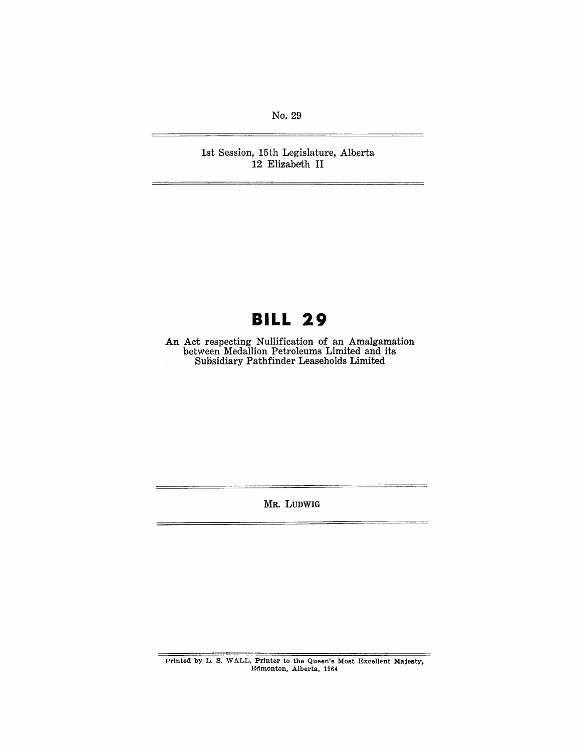No. 29

1st Session, 15th Legislature, Alberta
12 Elizabeth II

# BILL 29

An Act respecting Nullification of an Amalgamation between Medallion Petroleums Limited and its Subsidiary Pathfinder Leaseholds Limited

MR. LUDWIG

Printed by L. S. WALL, Printer to the Queen's Most Excellent Majesty, Edmonton, Alberta, 1964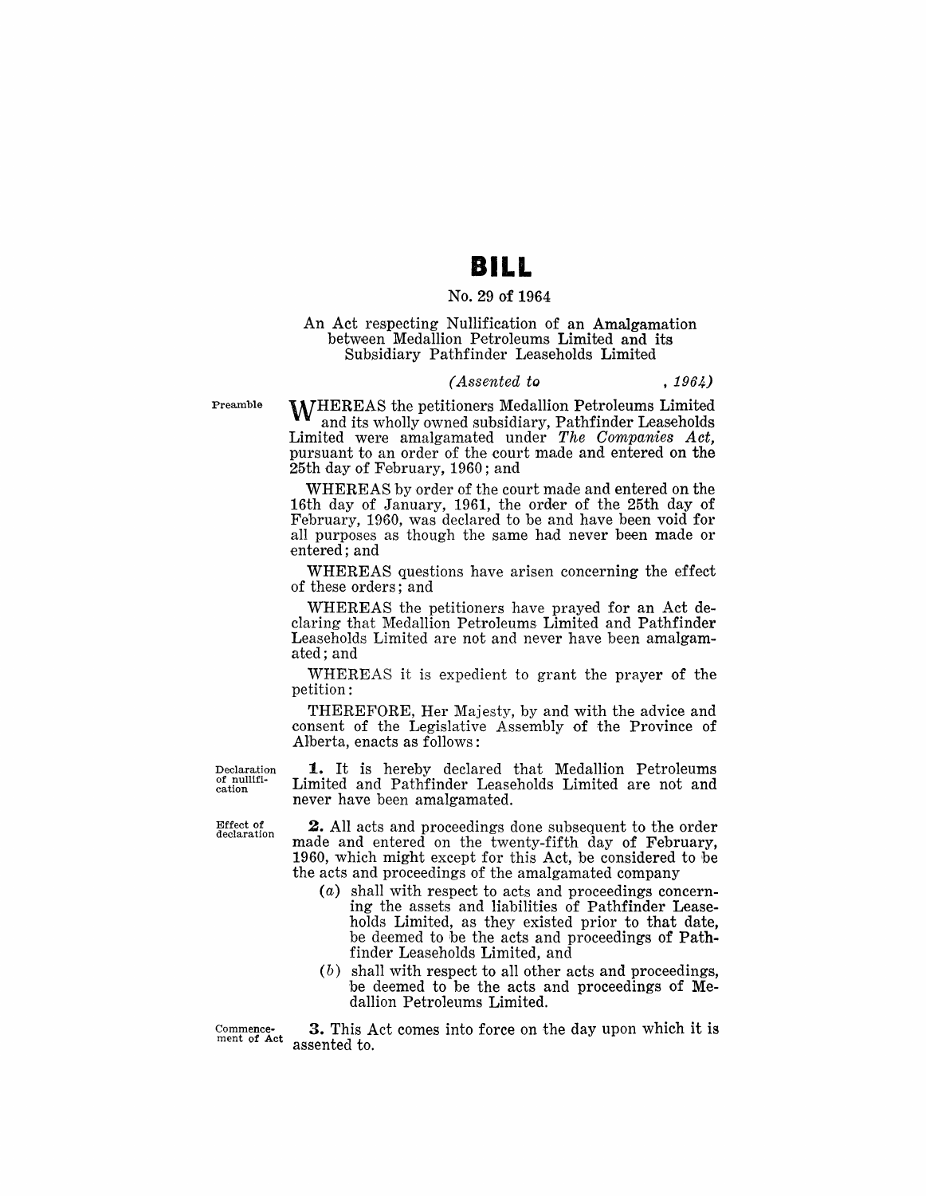# BILL

No. 29 of 1964

An Act respecting Nullification of an Amalgamation between Medallion Petroleums Limited and its Subsidiary Pathfinder Leaseholds Limited

*(Assented to , 1964)*

Preamble

WHEREAS the petitioners Medallion Petroleums Limited and its wholly owned subsidiary, Pathfinder Leaseholds Limited were amalgamated under *The Companies Act*, pursuant to an order of the court made and entered on the 25th day of February, 1960; and

WHEREAS by order of the court made and entered on the 16th day of January, 1961, the order of the 25th day of February, 1960, was declared to be and have been void for all purposes as though the same had never been made or entered; and

WHEREAS questions have arisen concerning the effect of these orders; and

WHEREAS the petitioners have prayed for an Act declaring that Medallion Petroleums Limited and Pathfinder Leaseholds Limited are not and never have been amalgamated; and

WHEREAS it is expedient to grant the prayer of the petition:

THEREFORE, Her Majesty, by and with the advice and consent of the Legislative Assembly of the Province of Alberta, enacts as follows:

Declaration of nullification

**1.** It is hereby declared that Medallion Petroleums Limited and Pathfinder Leaseholds Limited are not and never have been amalgamated.

Effect of declaration

**2.** All acts and proceedings done subsequent to the order made and entered on the twenty-fifth day of February, 1960, which might except for this Act, be considered to be the acts and proceedings of the amalgamated company

- (*a*) shall with respect to acts and proceedings concerning the assets and liabilities of Pathfinder Leaseholds Limited, as they existed prior to that date, be deemed to be the acts and proceedings of Pathfinder Leaseholds Limited, and
- (*b*) shall with respect to all other acts and proceedings, be deemed to be the acts and proceedings of Medallion Petroleums Limited.

Commencement of Act

**3.** This Act comes into force on the day upon which it is assented to.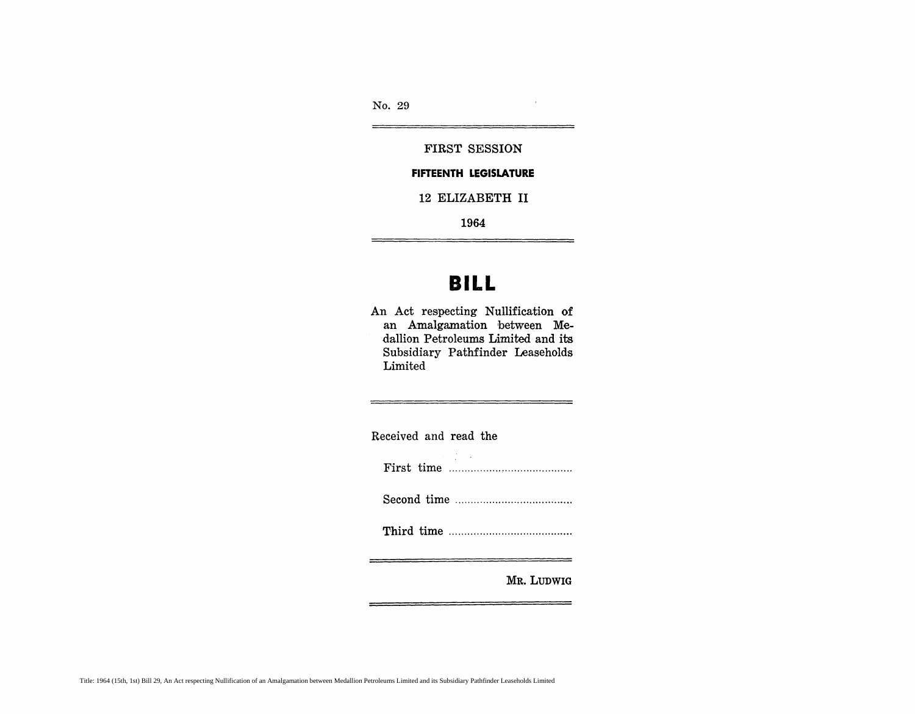No. 29

FIRST SESSION

**FIFTEENTH LEGISLATURE**

12 ELIZABETH II

1964

# BILL

An Act respecting Nullification of an Amalgamation between Medallion Petroleums Limited and its Subsidiary Pathfinder Leaseholds Limited

Received and read the

First time .......................................

Second time .....................................

Third time .......................................

MR. LUDWIG